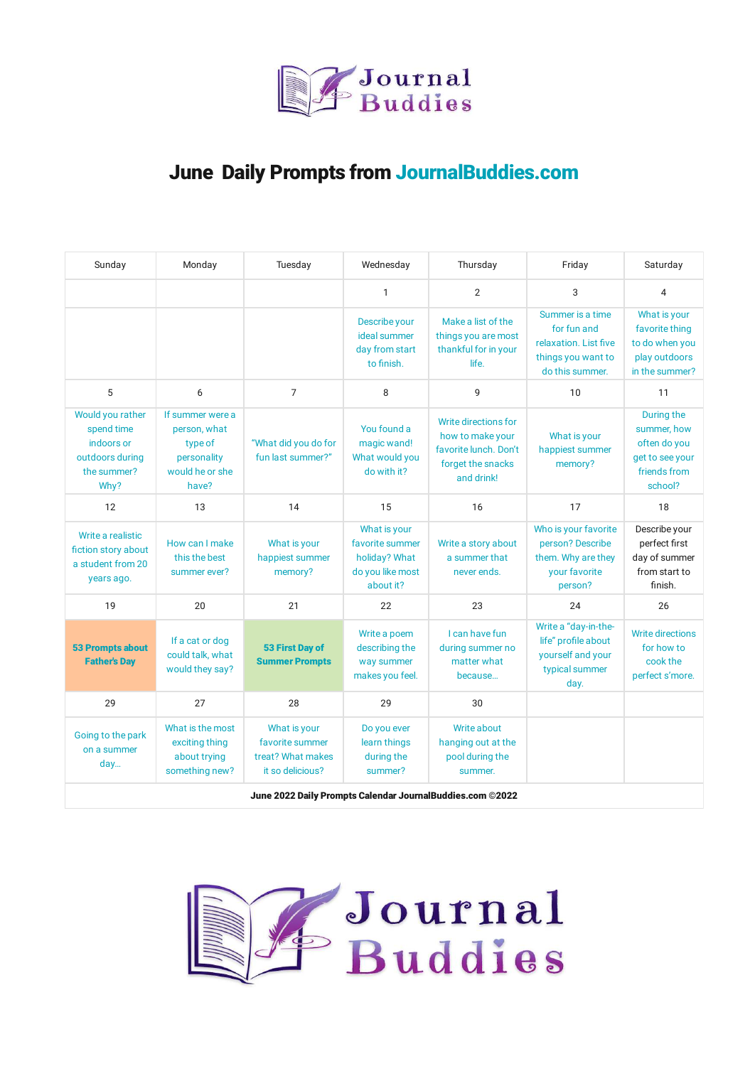# June Daily Prompts from JournalBuddies.com

| Sunday | Monday | Tuesday | Wednesday | Thursday | Friday | Saturday |
|---|---|---|---|---|---|---|
| | | | 1 | 2 | 3 | 4 |
| | | | Describe your ideal summer day from start to finish. | Make a list of the things you are most thankful for in your life. | Summer is a time for fun and relaxation. List five things you want to do this summer. | What is your favorite thing to do when you play outdoors in the summer? |
| 5 | 6 | 7 | 8 | 9 | 10 | 11 |
| Would you rather spend time indoors or outdoors during the summer? Why? | If summer were a person, what type of personality would he or she have? | "What did you do for fun last summer?" | You found a magic wand! What would you do with it? | Write directions for how to make your favorite lunch. Don't forget the snacks and drink! | What is your happiest summer memory? | During the summer, how often do you get to see your friends from school? |
| 12 | 13 | 14 | 15 | 16 | 17 | 18 |
| Write a realistic fiction story about a student from 20 years ago. | How can I make this the best summer ever? | What is your happiest summer memory? | What is your favorite summer holiday? What do you like most about it? | Write a story about a summer that never ends. | Who is your favorite person? Describe them. Why are they your favorite person? | Describe your perfect first day of summer from start to finish. |
| 19 | 20 | 21 | 22 | 23 | 24 | 26 |
| **53 Prompts about Father's Day** | If a cat or dog could talk, what would they say? | **53 First Day of Summer Prompts** | Write a poem describing the way summer makes you feel. | I can have fun during summer no matter what because… | Write a "day-in-the-life" profile about yourself and your typical summer day. | Write directions for how to cook the perfect s'more. |
| 29 | 27 | 28 | 29 | 30 | | |
| Going to the park on a summer day… | What is the most exciting thing about trying something new? | What is your favorite summer treat? What makes it so delicious? | Do you ever learn things during the summer? | Write about hanging out at the pool during the summer. | | |

**June 2022 Daily Prompts Calendar JournalBuddies.com ©2022**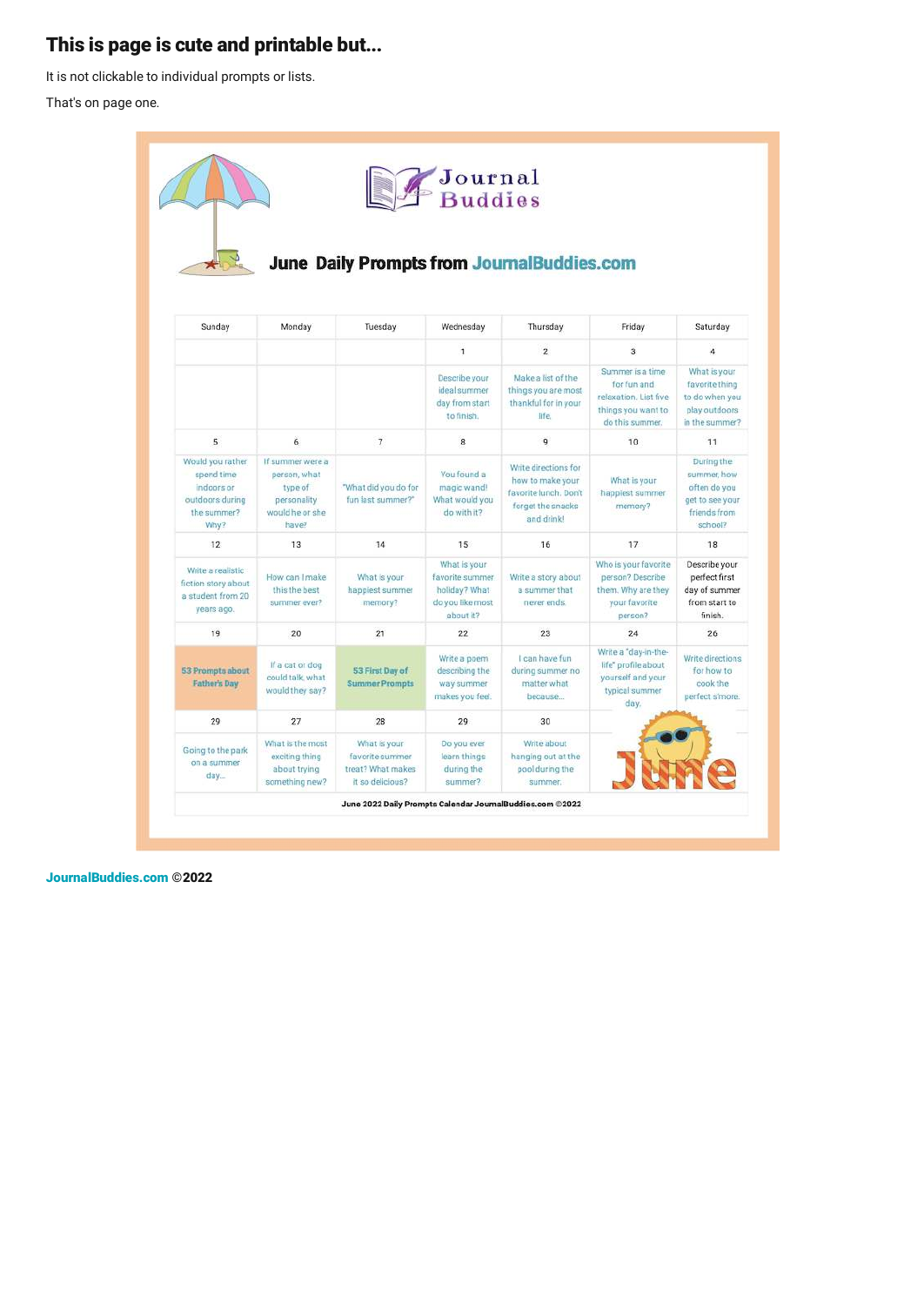## This is page is cute and printable but...

It is not clickable to individual prompts or lists.

That's on page one.

Journal Buddies

**June Daily Prompts from JournalBuddies.com**

| Sunday | Monday | Tuesday | Wednesday | Thursday | Friday | Saturday |
|---|---|---|---|---|---|---|
| | | | 1 | 2 | 3 | 4 |
| | | | Describe your ideal summer day from start to finish. | Make a list of the things you are most thankful for in your life. | Summer is a time for fun and relaxation. List five things you want to do this summer. | What is your favorite thing to do when you play outdoors in the summer? |
| 5 | 6 | 7 | 8 | 9 | 10 | 11 |
| Would you rather spend time indoors or outdoors during the summer? Why? | If summer were a person, what type of personality would he or she have? | "What did you do for fun last summer?" | You found a magic wand! What would you do with it? | Write directions for how to make your favorite lunch. Don't forget the snacks and drink! | What is your happiest summer memory? | During the summer, how often do you get to see your friends from school? |
| 12 | 13 | 14 | 15 | 16 | 17 | 18 |
| Write a realistic fiction story about a student from 20 years ago. | How can I make this the best summer ever? | What is your happiest summer memory? | What is your favorite summer holiday? What do you like most about it? | Write a story about a summer that never ends. | Who is your favorite person? Describe them. Why are they your favorite person? | Describe your perfect first day of summer from start to finish. |
| 19 | 20 | 21 | 22 | 23 | 24 | 26 |
| 53 Prompts about Father's Day | If a cat or dog could talk, what would they say? | 53 First Day of Summer Prompts | Write a poem describing the way summer makes you feel. | I can have fun during summer no matter what because... | Write a "day-in-the-life" profile about yourself and your typical summer day. | Write directions for how to cook the perfect s'more. |
| 29 | 27 | 28 | 29 | 30 | | |
| Going to the park on a summer day... | What is the most exciting thing about trying something new? | What is your favorite summer treat? What makes it so delicious? | Do you ever learn things during the summer? | Write about hanging out at the pool during the summer. | June | |

June 2022 Daily Prompts Calendar JournalBuddies.com ©2022

**JournalBuddies.com ©2022**